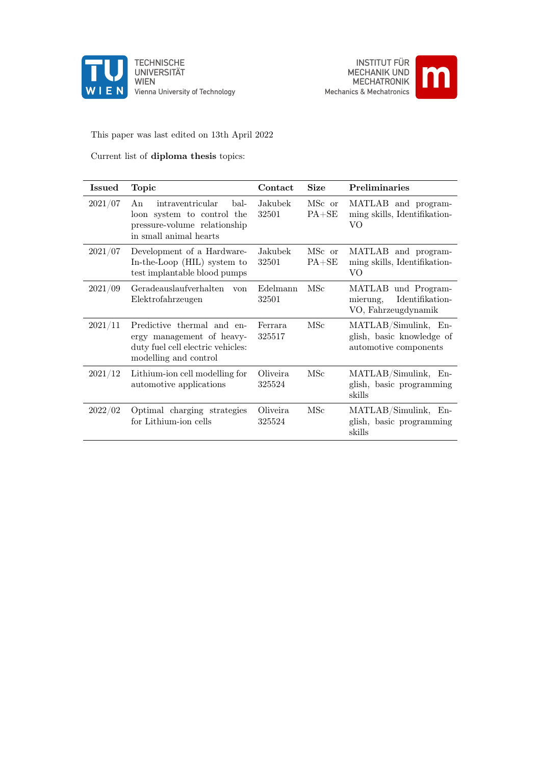TECHNISCHE UNIVERSITÄT WIEN
Vienna University of Technology

INSTITUT FÜR MECHANIK UND MECHATRONIK
Mechanics & Mechatronics

This paper was last edited on 13th April 2022

Current list of **diploma thesis** topics:

| Issued | Topic | Contact | Size | Preliminaries |
|---|---|---|---|---|
| 2021/07 | An intraventricular balloon system to control the pressure-volume relationship in small animal hearts | Jakubek 32501 | MSc or PA+SE | MATLAB and programming skills, Identifikation-VO |
| 2021/07 | Development of a Hardware-In-the-Loop (HIL) system to test implantable blood pumps | Jakubek 32501 | MSc or PA+SE | MATLAB and programming skills, Identifikation-VO |
| 2021/09 | Geradeauslaufverhalten von Elektrofahrzeugen | Edelmann 32501 | MSc | MATLAB und Programmierung, Identifikation-VO, Fahrzeugdynamik |
| 2021/11 | Predictive thermal and energy management of heavy-duty fuel cell electric vehicles: modelling and control | Ferrara 325517 | MSc | MATLAB/Simulink, English, basic knowledge of automotive components |
| 2021/12 | Lithium-ion cell modelling for automotive applications | Oliveira 325524 | MSc | MATLAB/Simulink, English, basic programming skills |
| 2022/02 | Optimal charging strategies for Lithium-ion cells | Oliveira 325524 | MSc | MATLAB/Simulink, English, basic programming skills |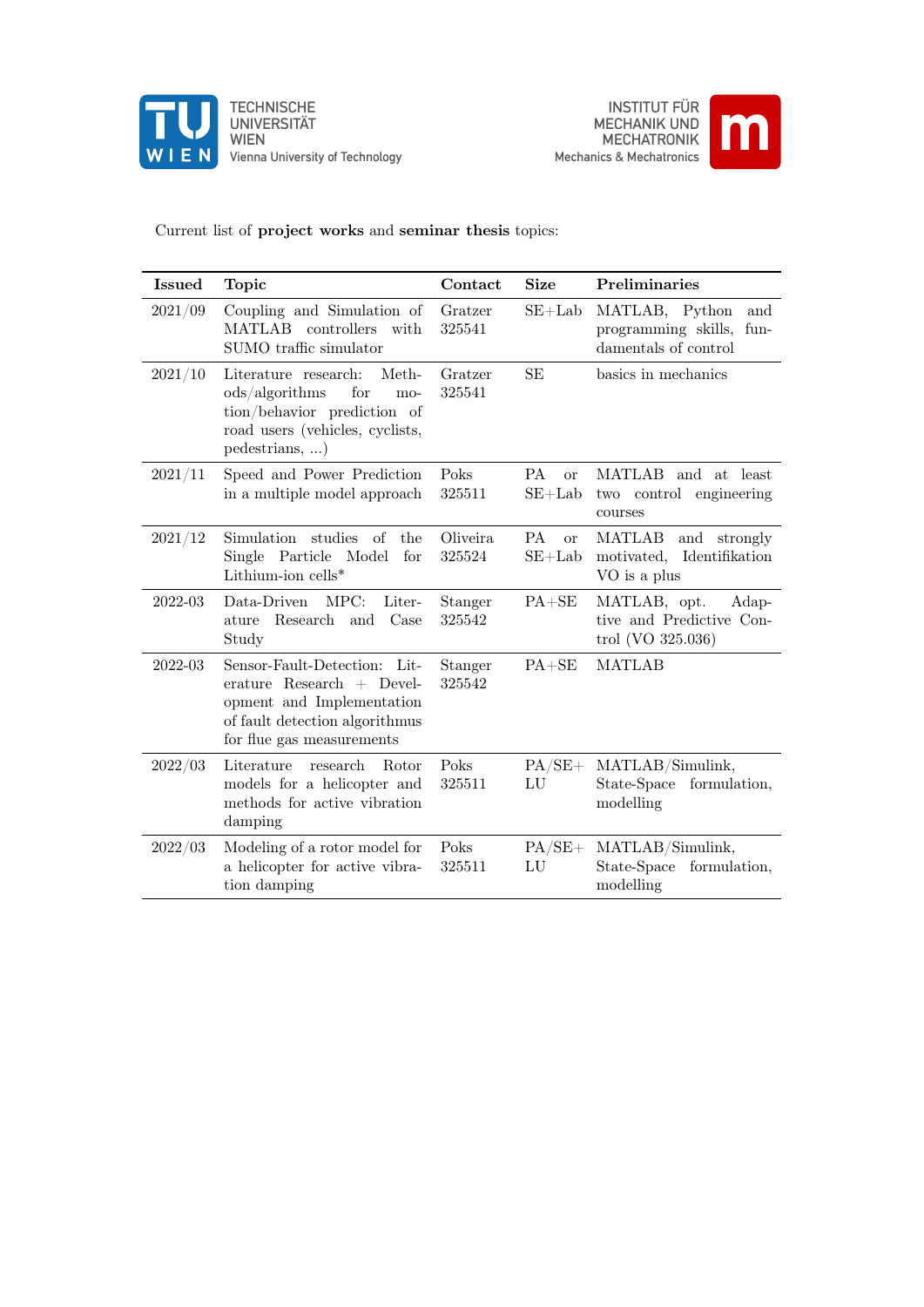Current list of **project works** and **seminar thesis** topics:

| Issued | Topic | Contact | Size | Preliminaries |
|---|---|---|---|---|
| 2021/09 | Coupling and Simulation of MATLAB controllers with SUMO traffic simulator | Gratzer 325541 | SE+Lab | MATLAB, Python and programming skills, fundamentals of control |
| 2021/10 | Literature research: Methods/algorithms for motion/behavior prediction of road users (vehicles, cyclists, pedestrians, ...) | Gratzer 325541 | SE | basics in mechanics |
| 2021/11 | Speed and Power Prediction in a multiple model approach | Poks 325511 | PA or SE+Lab | MATLAB and at least two control engineering courses |
| 2021/12 | Simulation studies of the Single Particle Model for Lithium-ion cells* | Oliveira 325524 | PA or SE+Lab | MATLAB and strongly motivated, Identifikation VO is a plus |
| 2022-03 | Data-Driven MPC: Literature Research and Case Study | Stanger 325542 | PA+SE | MATLAB, opt. Adaptive and Predictive Control (VO 325.036) |
| 2022-03 | Sensor-Fault-Detection: Literature Research + Development and Implementation of fault detection algorithmus for flue gas measurements | Stanger 325542 | PA+SE | MATLAB |
| 2022/03 | Literature research Rotor models for a helicopter and methods for active vibration damping | Poks 325511 | PA/SE+LU | MATLAB/Simulink, State-Space formulation, modelling |
| 2022/03 | Modeling of a rotor model for a helicopter for active vibration damping | Poks 325511 | PA/SE+LU | MATLAB/Simulink, State-Space formulation, modelling |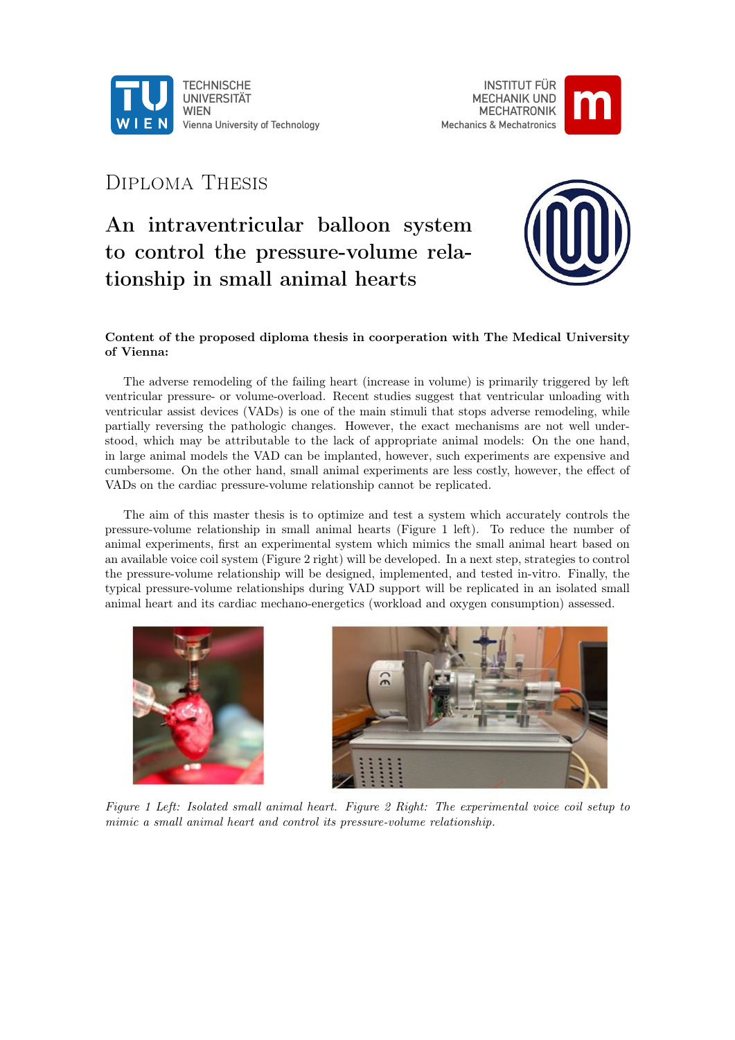TECHNISCHE UNIVERSITÄT WIEN
Vienna University of Technology

INSTITUT FÜR MECHANIK UND MECHATRONIK
Mechanics & Mechatronics

# Diploma Thesis

## An intraventricular balloon system to control the pressure-volume relationship in small animal hearts

**Content of the proposed diploma thesis in coorperation with The Medical University of Vienna:**

The adverse remodeling of the failing heart (increase in volume) is primarily triggered by left ventricular pressure- or volume-overload. Recent studies suggest that ventricular unloading with ventricular assist devices (VADs) is one of the main stimuli that stops adverse remodeling, while partially reversing the pathologic changes. However, the exact mechanisms are not well understood, which may be attributable to the lack of appropriate animal models: On the one hand, in large animal models the VAD can be implanted, however, such experiments are expensive and cumbersome. On the other hand, small animal experiments are less costly, however, the effect of VADs on the cardiac pressure-volume relationship cannot be replicated.

The aim of this master thesis is to optimize and test a system which accurately controls the pressure-volume relationship in small animal hearts (Figure 1 left). To reduce the number of animal experiments, first an experimental system which mimics the small animal heart based on an available voice coil system (Figure 2 right) will be developed. In a next step, strategies to control the pressure-volume relationship will be designed, implemented, and tested in-vitro. Finally, the typical pressure-volume relationships during VAD support will be replicated in an isolated small animal heart and its cardiac mechano-energetics (workload and oxygen consumption) assessed.

*Figure 1 Left: Isolated small animal heart. Figure 2 Right: The experimental voice coil setup to mimic a small animal heart and control its pressure-volume relationship.*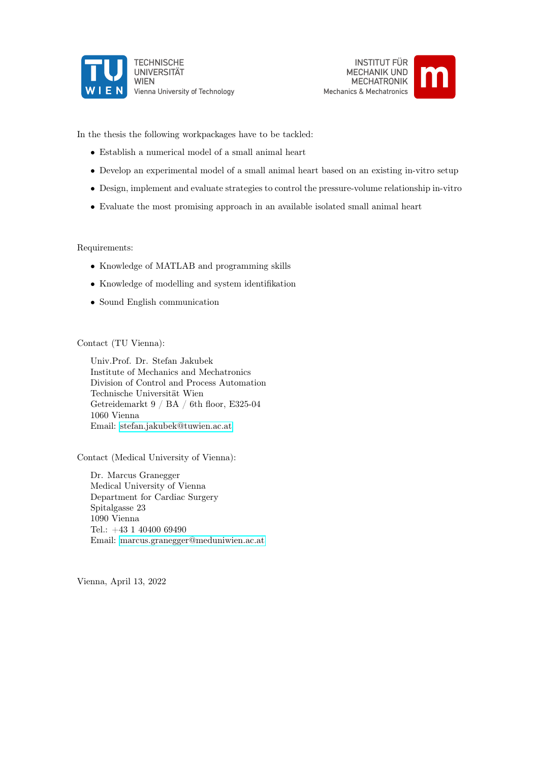In the thesis the following workpackages have to be tackled:

- Establish a numerical model of a small animal heart
- Develop an experimental model of a small animal heart based on an existing in-vitro setup
- Design, implement and evaluate strategies to control the pressure-volume relationship in-vitro
- Evaluate the most promising approach in an available isolated small animal heart

Requirements:

- Knowledge of MATLAB and programming skills
- Knowledge of modelling and system identifikation
- Sound English communication

Contact (TU Vienna):

Univ.Prof. Dr. Stefan Jakubek
Institute of Mechanics and Mechatronics
Division of Control and Process Automation
Technische Universität Wien
Getreidemarkt 9 / BA / 6th floor, E325-04
1060 Vienna
Email: stefan.jakubek@tuwien.ac.at

Contact (Medical University of Vienna):

Dr. Marcus Granegger
Medical University of Vienna
Department for Cardiac Surgery
Spitalgasse 23
1090 Vienna
Tel.: +43 1 40400 69490
Email: marcus.granegger@meduniwien.ac.at

Vienna, April 13, 2022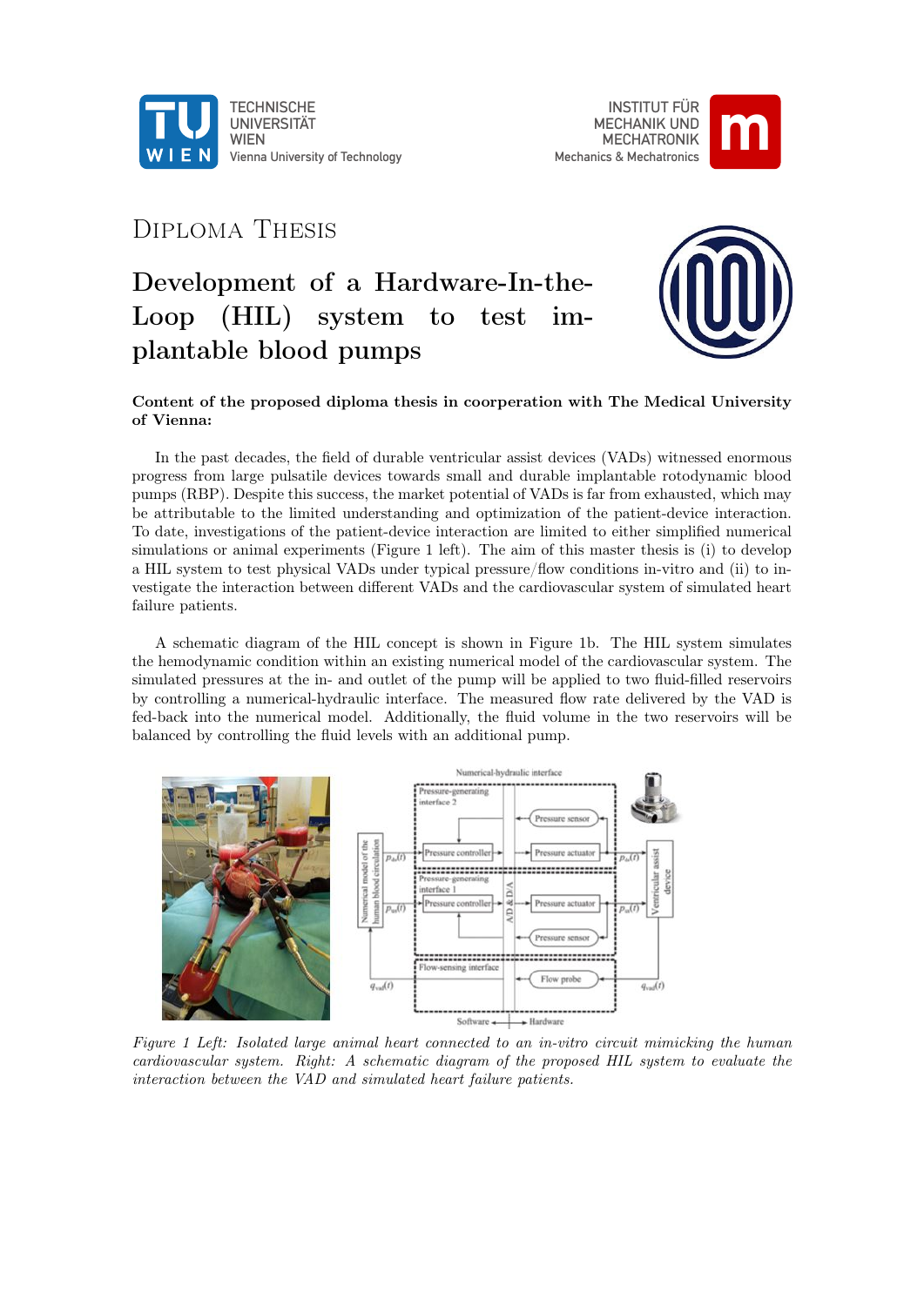TECHNISCHE UNIVERSITÄT WIEN
Vienna University of Technology

INSTITUT FÜR MECHANIK UND MECHATRONIK
Mechanics & Mechatronics

Diploma Thesis

# Development of a Hardware-In-the-Loop (HIL) system to test implantable blood pumps

**Content of the proposed diploma thesis in coorperation with The Medical University of Vienna:**

In the past decades, the field of durable ventricular assist devices (VADs) witnessed enormous progress from large pulsatile devices towards small and durable implantable rotodynamic blood pumps (RBP). Despite this success, the market potential of VADs is far from exhausted, which may be attributable to the limited understanding and optimization of the patient-device interaction. To date, investigations of the patient-device interaction are limited to either simplified numerical simulations or animal experiments (Figure 1 left). The aim of this master thesis is (i) to develop a HIL system to test physical VADs under typical pressure/flow conditions in-vitro and (ii) to investigate the interaction between different VADs and the cardiovascular system of simulated heart failure patients.

A schematic diagram of the HIL concept is shown in Figure 1b. The HIL system simulates the hemodynamic condition within an existing numerical model of the cardiovascular system. The simulated pressures at the in- and outlet of the pump will be applied to two fluid-filled reservoirs by controlling a numerical-hydraulic interface. The measured flow rate delivered by the VAD is fed-back into the numerical model. Additionally, the fluid volume in the two reservoirs will be balanced by controlling the fluid levels with an additional pump.

*Figure 1 Left: Isolated large animal heart connected to an in-vitro circuit mimicking the human cardiovascular system. Right: A schematic diagram of the proposed HIL system to evaluate the interaction between the VAD and simulated heart failure patients.*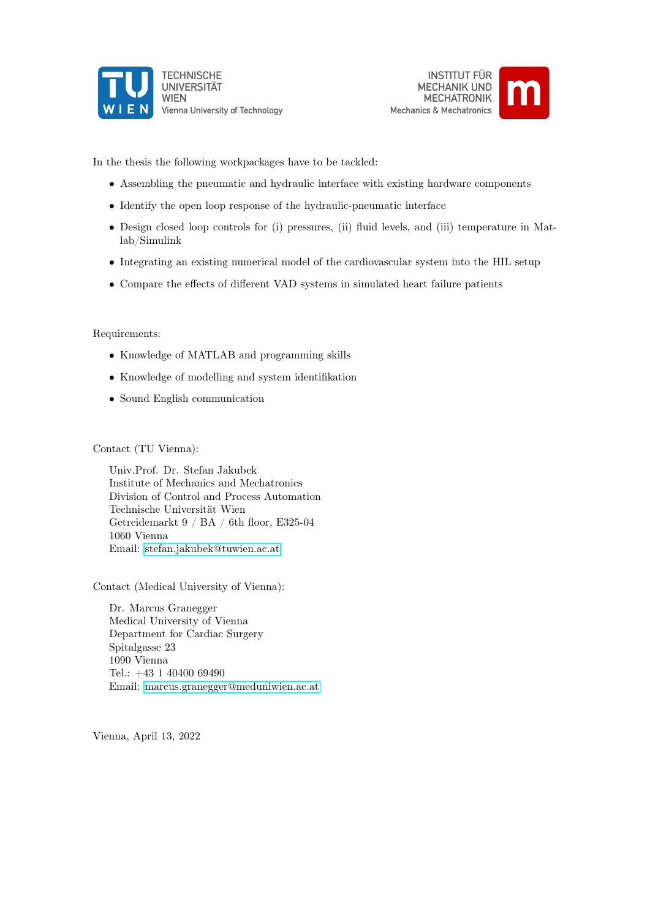In the thesis the following workpackages have to be tackled:

- Assembling the pneumatic and hydraulic interface with existing hardware components
- Identify the open loop response of the hydraulic-pneumatic interface
- Design closed loop controls for (i) pressures, (ii) fluid levels, and (iii) temperature in Matlab/Simulink
- Integrating an existing numerical model of the cardiovascular system into the HIL setup
- Compare the effects of different VAD systems in simulated heart failure patients

Requirements:

- Knowledge of MATLAB and programming skills
- Knowledge of modelling and system identifikation
- Sound English communication

Contact (TU Vienna):

Univ.Prof. Dr. Stefan Jakubek
Institute of Mechanics and Mechatronics
Division of Control and Process Automation
Technische Universität Wien
Getreidemarkt 9 / BA / 6th floor, E325-04
1060 Vienna
Email: stefan.jakubek@tuwien.ac.at

Contact (Medical University of Vienna):

Dr. Marcus Granegger
Medical University of Vienna
Department for Cardiac Surgery
Spitalgasse 23
1090 Vienna
Tel.: +43 1 40400 69490
Email: marcus.granegger@meduniwien.ac.at

Vienna, April 13, 2022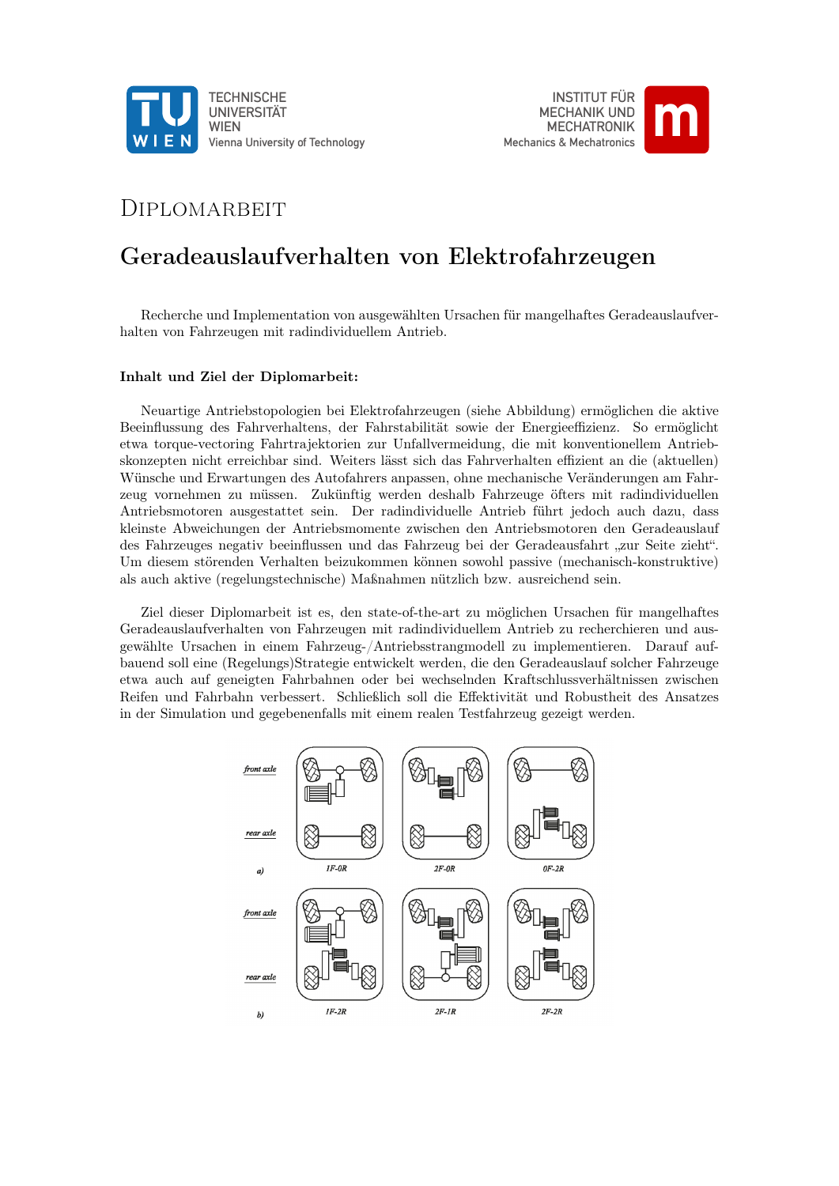TECHNISCHE UNIVERSITÄT WIEN
Vienna University of Technology

INSTITUT FÜR MECHANIK UND MECHATRONIK
Mechanics & Mechatronics

# Diplomarbeit

## Geradeauslaufverhalten von Elektrofahrzeugen

Recherche und Implementation von ausgewählten Ursachen für mangelhaftes Geradeauslaufverhalten von Fahrzeugen mit radindividuellem Antrieb.

**Inhalt und Ziel der Diplomarbeit:**

Neuartige Antriebstopologien bei Elektrofahrzeugen (siehe Abbildung) ermöglichen die aktive Beeinflussung des Fahrverhaltens, der Fahrstabilität sowie der Energieeffizienz. So ermöglicht etwa torque-vectoring Fahrtrajektorien zur Unfallvermeidung, die mit konventionellem Antriebskonzepten nicht erreichbar sind. Weiters lässt sich das Fahrverhalten effizient an die (aktuellen) Wünsche und Erwartungen des Autofahrers anpassen, ohne mechanische Veränderungen am Fahrzeug vornehmen zu müssen. Zukünftig werden deshalb Fahrzeuge öfters mit radindividuellen Antriebsmotoren ausgestattet sein. Der radindividuelle Antrieb führt jedoch auch dazu, dass kleinste Abweichungen der Antriebsmomente zwischen den Antriebsmotoren den Geradeauslauf des Fahrzeuges negativ beeinflussen und das Fahrzeug bei der Geradeausfahrt „zur Seite zieht“. Um diesem störenden Verhalten beizukommen können sowohl passive (mechanisch-konstruktive) als auch aktive (regelungstechnische) Maßnahmen nützlich bzw. ausreichend sein.

Ziel dieser Diplomarbeit ist es, den state-of-the-art zu möglichen Ursachen für mangelhaftes Geradeauslaufverhalten von Fahrzeugen mit radindividuellem Antrieb zu recherchieren und ausgewählte Ursachen in einem Fahrzeug-/Antriebsstrangmodell zu implementieren. Darauf aufbauend soll eine (Regelungs)Strategie entwickelt werden, die den Geradeauslauf solcher Fahrzeuge etwa auch auf geneigten Fahrbahnen oder bei wechselnden Kraftschlussverhältnissen zwischen Reifen und Fahrbahn verbessert. Schließlich soll die Effektivität und Robustheit des Ansatzes in der Simulation und gegebenenfalls mit einem realen Testfahrzeug gezeigt werden.

front axle, rear axle — a) 1F-0R, 2F-0R, 0F-2R — b) 1F-2R, 2F-1R, 2F-2R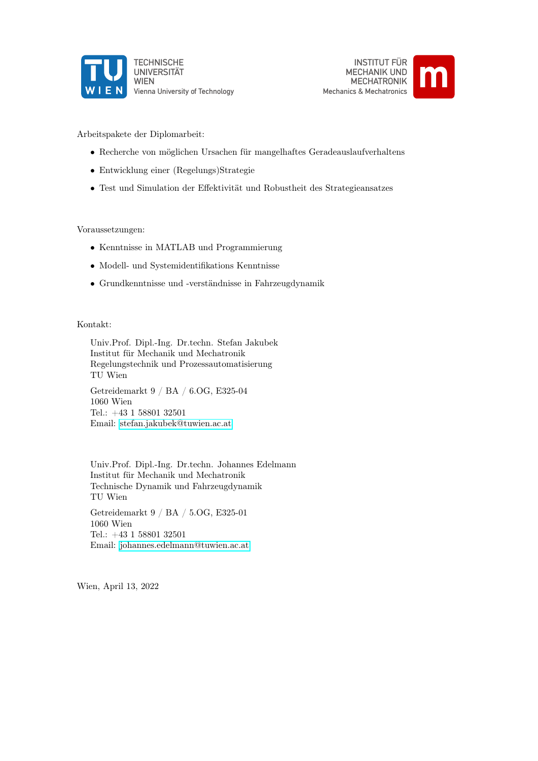TECHNISCHE UNIVERSITÄT WIEN
Vienna University of Technology

INSTITUT FÜR MECHANIK UND MECHATRONIK
Mechanics & Mechatronics

Arbeitspakete der Diplomarbeit:

- Recherche von möglichen Ursachen für mangelhaftes Geradeauslaufverhaltens
- Entwicklung einer (Regelungs)Strategie
- Test und Simulation der Effektivität und Robustheit des Strategieansatzes

Voraussetzungen:

- Kenntnisse in MATLAB und Programmierung
- Modell- und Systemidentifikations Kenntnisse
- Grundkenntnisse und -verständnisse in Fahrzeugdynamik

Kontakt:

Univ.Prof. Dipl.-Ing. Dr.techn. Stefan Jakubek
Institut für Mechanik und Mechatronik
Regelungstechnik und Prozessautomatisierung
TU Wien

Getreidemarkt 9 / BA / 6.OG, E325-04
1060 Wien
Tel.: +43 1 58801 32501
Email: stefan.jakubek@tuwien.ac.at

Univ.Prof. Dipl.-Ing. Dr.techn. Johannes Edelmann
Institut für Mechanik und Mechatronik
Technische Dynamik und Fahrzeugdynamik
TU Wien

Getreidemarkt 9 / BA / 5.OG, E325-01
1060 Wien
Tel.: +43 1 58801 32501
Email: johannes.edelmann@tuwien.ac.at

Wien, April 13, 2022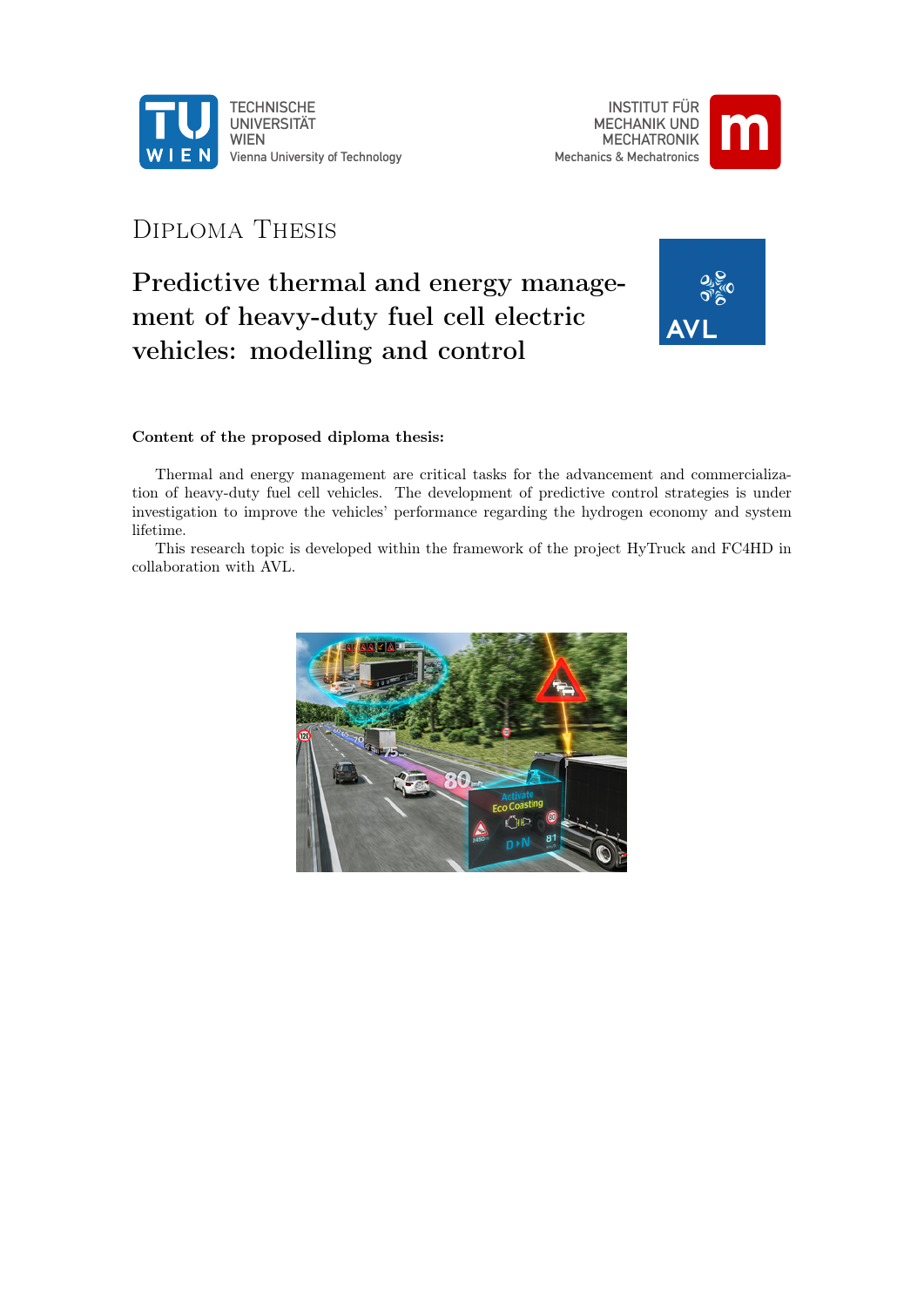TECHNISCHE UNIVERSITÄT WIEN
Vienna University of Technology

INSTITUT FÜR MECHANIK UND MECHATRONIK
Mechanics & Mechatronics

# Diploma Thesis

## Predictive thermal and energy management of heavy-duty fuel cell electric vehicles: modelling and control

**Content of the proposed diploma thesis:**

Thermal and energy management are critical tasks for the advancement and commercialization of heavy-duty fuel cell vehicles. The development of predictive control strategies is under investigation to improve the vehicles' performance regarding the hydrogen economy and system lifetime.

This research topic is developed within the framework of the project HyTruck and FC4HD in collaboration with AVL.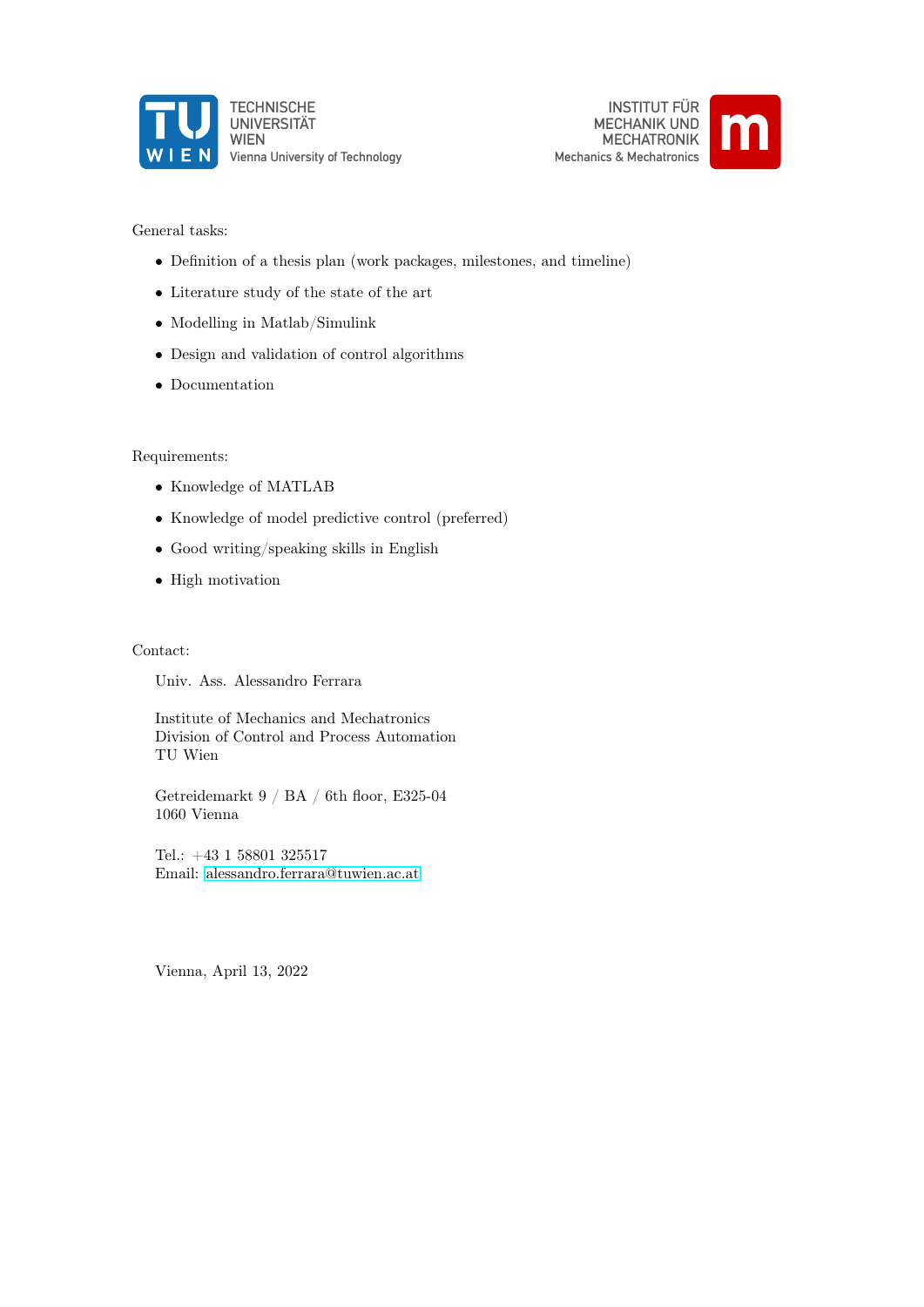General tasks:

- Definition of a thesis plan (work packages, milestones, and timeline)
- Literature study of the state of the art
- Modelling in Matlab/Simulink
- Design and validation of control algorithms
- Documentation

Requirements:

- Knowledge of MATLAB
- Knowledge of model predictive control (preferred)
- Good writing/speaking skills in English
- High motivation

Contact:

Univ. Ass. Alessandro Ferrara

Institute of Mechanics and Mechatronics
Division of Control and Process Automation
TU Wien

Getreidemarkt 9 / BA / 6th floor, E325-04
1060 Vienna

Tel.: +43 1 58801 325517
Email: alessandro.ferrara@tuwien.ac.at

Vienna, April 13, 2022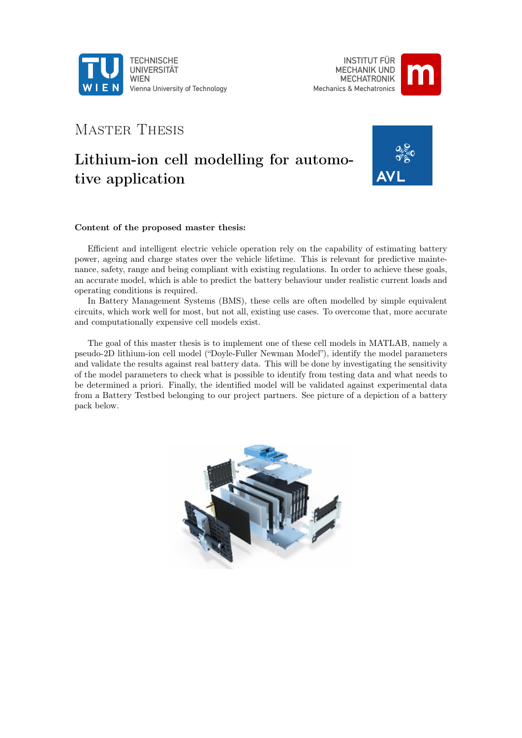# Master Thesis

## Lithium-ion cell modelling for automotive application

**Content of the proposed master thesis:**

Efficient and intelligent electric vehicle operation rely on the capability of estimating battery power, ageing and charge states over the vehicle lifetime. This is relevant for predictive maintenance, safety, range and being compliant with existing regulations. In order to achieve these goals, an accurate model, which is able to predict the battery behaviour under realistic current loads and operating conditions is required.

In Battery Management Systems (BMS), these cells are often modelled by simple equivalent circuits, which work well for most, but not all, existing use cases. To overcome that, more accurate and computationally expensive cell models exist.

The goal of this master thesis is to implement one of these cell models in MATLAB, namely a pseudo-2D lithium-ion cell model ("Doyle-Fuller Newman Model"), identify the model parameters and validate the results against real battery data. This will be done by investigating the sensitivity of the model parameters to check what is possible to identify from testing data and what needs to be determined a priori. Finally, the identified model will be validated against experimental data from a Battery Testbed belonging to our project partners. See picture of a depiction of a battery pack below.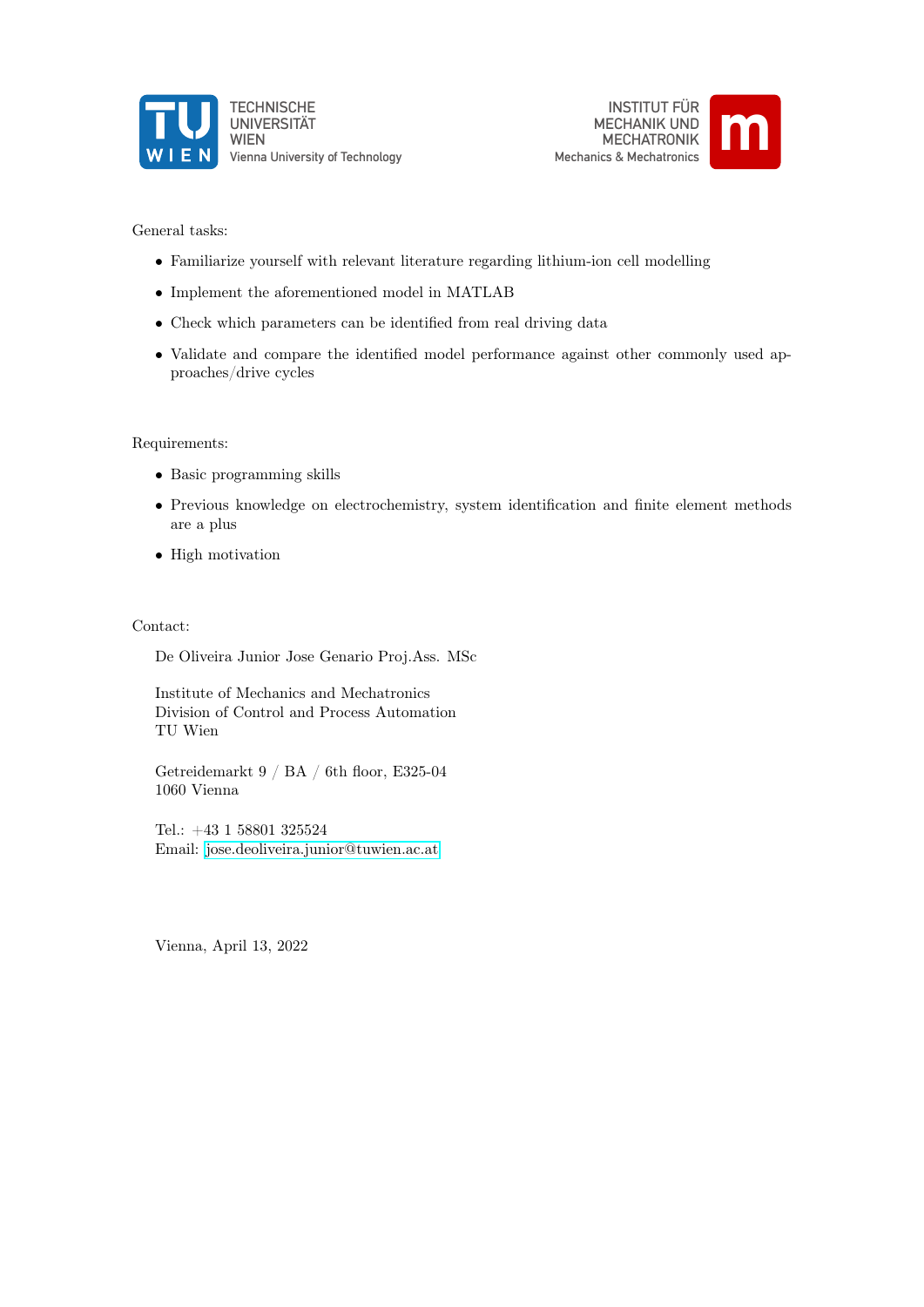TECHNISCHE UNIVERSITÄT WIEN
Vienna University of Technology

INSTITUT FÜR MECHANIK UND MECHATRONIK
Mechanics & Mechatronics

General tasks:

- Familiarize yourself with relevant literature regarding lithium-ion cell modelling
- Implement the aforementioned model in MATLAB
- Check which parameters can be identified from real driving data
- Validate and compare the identified model performance against other commonly used approaches/drive cycles

Requirements:

- Basic programming skills
- Previous knowledge on electrochemistry, system identification and finite element methods are a plus
- High motivation

Contact:

De Oliveira Junior Jose Genario Proj.Ass. MSc

Institute of Mechanics and Mechatronics
Division of Control and Process Automation
TU Wien

Getreidemarkt 9 / BA / 6th floor, E325-04
1060 Vienna

Tel.: +43 1 58801 325524
Email: jose.deoliveira.junior@tuwien.ac.at

Vienna, April 13, 2022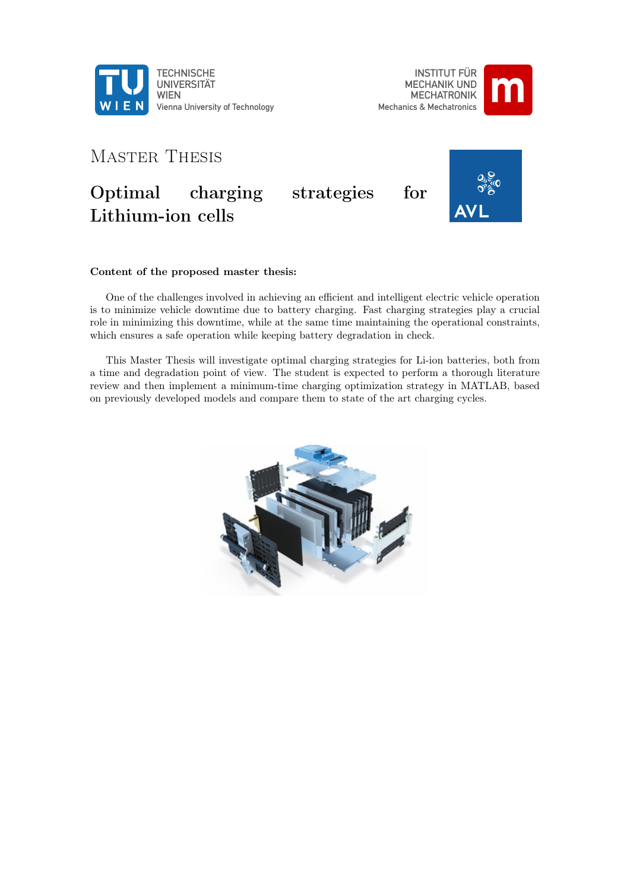TECHNISCHE
UNIVERSITÄT
WIEN
Vienna University of Technology

INSTITUT FÜR
MECHANIK UND
MECHATRONIK
Mechanics & Mechatronics

# Master Thesis

## Optimal charging strategies for Lithium-ion cells

**Content of the proposed master thesis:**

One of the challenges involved in achieving an efficient and intelligent electric vehicle operation is to minimize vehicle downtime due to battery charging. Fast charging strategies play a crucial role in minimizing this downtime, while at the same time maintaining the operational constraints, which ensures a safe operation while keeping battery degradation in check.

This Master Thesis will investigate optimal charging strategies for Li-ion batteries, both from a time and degradation point of view. The student is expected to perform a thorough literature review and then implement a minimum-time charging optimization strategy in MATLAB, based on previously developed models and compare them to state of the art charging cycles.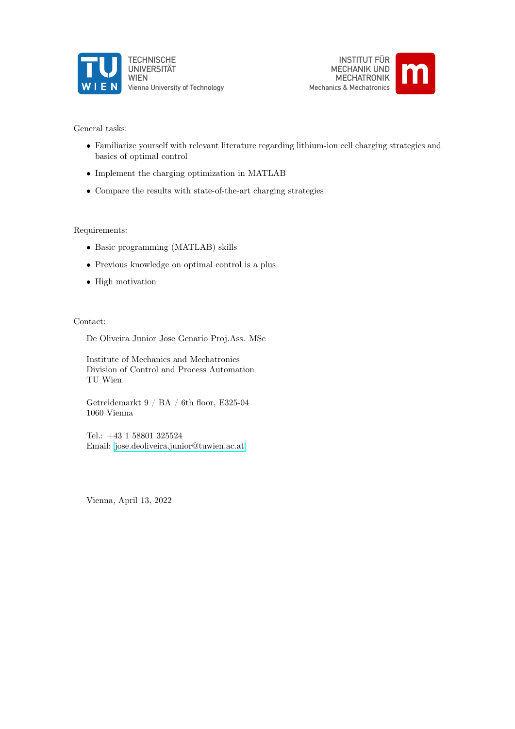TECHNISCHE UNIVERSITÄT WIEN
Vienna University of Technology

INSTITUT FÜR MECHANIK UND MECHATRONIK
Mechanics & Mechatronics

General tasks:

- Familiarize yourself with relevant literature regarding lithium-ion cell charging strategies and basics of optimal control
- Implement the charging optimization in MATLAB
- Compare the results with state-of-the-art charging strategies

Requirements:

- Basic programming (MATLAB) skills
- Previous knowledge on optimal control is a plus
- High motivation

Contact:

De Oliveira Junior Jose Genario Proj.Ass. MSc

Institute of Mechanics and Mechatronics
Division of Control and Process Automation
TU Wien

Getreidemarkt 9 / BA / 6th floor, E325-04
1060 Vienna

Tel.: +43 1 58801 325524
Email: jose.deoliveira.junior@tuwien.ac.at

Vienna, April 13, 2022